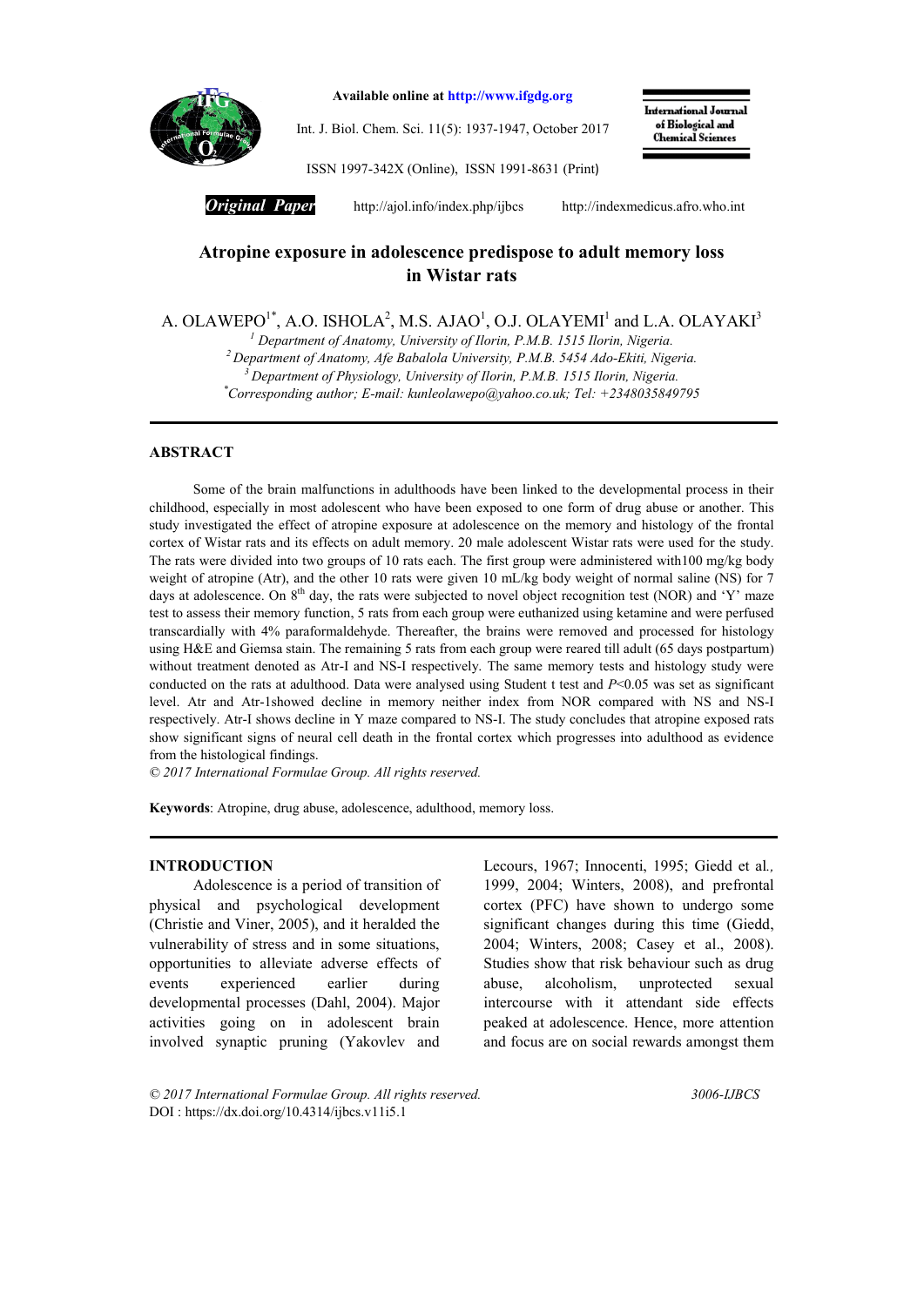# Atropine exposure in adolescence predispose to adult memory loss in Wistar rats

A. OLAWEPO[1*], A.O. ISHOLA[2], M.S. AJAO[1], O.J. OLAYEMI[1] and L.A. OLAYAKI[3]

[1] *Department of Anatomy, University of Ilorin, P.M.B. 1515 Ilorin, Nigeria.*
[2] *Department of Anatomy, Afe Babalola University, P.M.B. 5454 Ado-Ekiti, Nigeria.*
[3] *Department of Physiology, University of Ilorin, P.M.B. 1515 Ilorin, Nigeria.*
[*] *Corresponding author; E-mail: kunleolawepo@yahoo.co.uk; Tel: +2348035849795*

## ABSTRACT

Some of the brain malfunctions in adulthoods have been linked to the developmental process in their childhood, especially in most adolescent who have been exposed to one form of drug abuse or another. This study investigated the effect of atropine exposure at adolescence on the memory and histology of the frontal cortex of Wistar rats and its effects on adult memory. 20 male adolescent Wistar rats were used for the study. The rats were divided into two groups of 10 rats each. The first group were administered with100 mg/kg body weight of atropine (Atr), and the other 10 rats were given 10 mL/kg body weight of normal saline (NS) for 7 days at adolescence. On 8th day, the rats were subjected to novel object recognition test (NOR) and 'Y' maze test to assess their memory function, 5 rats from each group were euthanized using ketamine and were perfused transcardially with 4% paraformaldehyde. Thereafter, the brains were removed and processed for histology using H&E and Giemsa stain. The remaining 5 rats from each group were reared till adult (65 days postpartum) without treatment denoted as Atr-I and NS-I respectively. The same memory tests and histology study were conducted on the rats at adulthood. Data were analysed using Student t test and $P<0.05$ was set as significant level. Atr and Atr-1showed decline in memory neither index from NOR compared with NS and NS-I respectively. Atr-I shows decline in Y maze compared to NS-I. The study concludes that atropine exposed rats show significant signs of neural cell death in the frontal cortex which progresses into adulthood as evidence from the histological findings.

*© 2017 International Formulae Group. All rights reserved.*

**Keywords**: Atropine, drug abuse, adolescence, adulthood, memory loss.

## INTRODUCTION

Adolescence is a period of transition of physical and psychological development (Christie and Viner, 2005), and it heralded the vulnerability of stress and in some situations, opportunities to alleviate adverse effects of events experienced earlier during developmental processes (Dahl, 2004). Major activities going on in adolescent brain involved synaptic pruning (Yakovlev and Lecours, 1967; Innocenti, 1995; Giedd et al., 1999, 2004; Winters, 2008), and prefrontal cortex (PFC) have shown to undergo some significant changes during this time (Giedd, 2004; Winters, 2008; Casey et al., 2008). Studies show that risk behaviour such as drug abuse, alcoholism, unprotected sexual intercourse with it attendant side effects peaked at adolescence. Hence, more attention and focus are on social rewards amongst them

© 2017 International Formulae Group. All rights reserved. 3006-IJBCS
DOI : https://dx.doi.org/10.4314/ijbcs.v11i5.1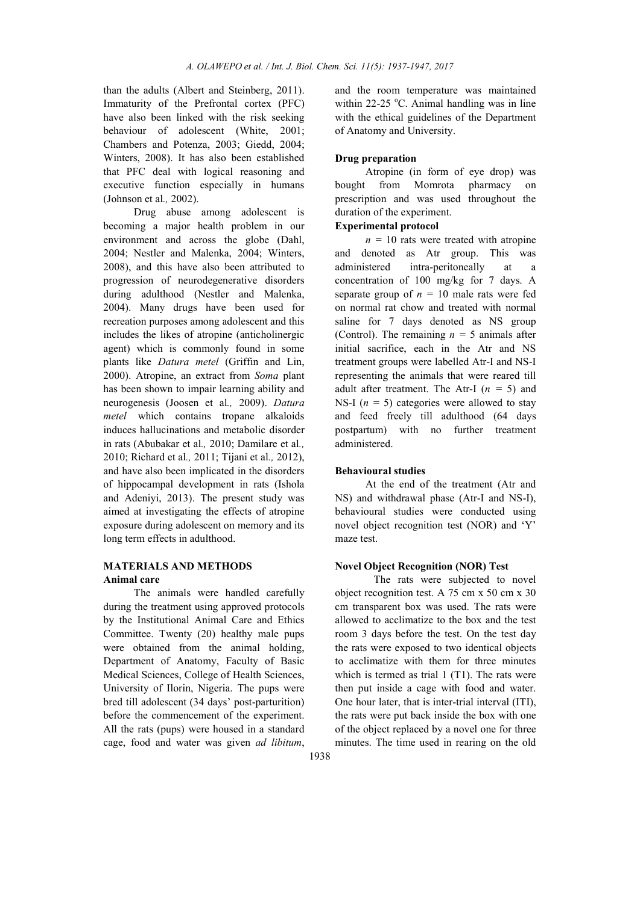than the adults (Albert and Steinberg, 2011). Immaturity of the Prefrontal cortex (PFC) have also been linked with the risk seeking behaviour of adolescent (White, 2001; Chambers and Potenza, 2003; Giedd, 2004; Winters, 2008). It has also been established that PFC deal with logical reasoning and executive function especially in humans (Johnson et al*.,* 2002).

Drug abuse among adolescent is becoming a major health problem in our environment and across the globe (Dahl, 2004; Nestler and Malenka, 2004; Winters, 2008), and this have also been attributed to progression of neurodegenerative disorders during adulthood (Nestler and Malenka, 2004). Many drugs have been used for recreation purposes among adolescent and this includes the likes of atropine (anticholinergic agent) which is commonly found in some plants like *Datura metel* (Griffin and Lin, 2000). Atropine, an extract from *Soma* plant has been shown to impair learning ability and neurogenesis (Joosen et al*.,* 2009). *Datura metel* which contains tropane alkaloids induces hallucinations and metabolic disorder in rats (Abubakar et al*.,* 2010; Damilare et al*.,* 2010; Richard et al*.,* 2011; Tijani et al*.,* 2012), and have also been implicated in the disorders of hippocampal development in rats (Ishola and Adeniyi, 2013). The present study was aimed at investigating the effects of atropine exposure during adolescent on memory and its long term effects in adulthood.

## MATERIALS AND METHODS

### Animal care

The animals were handled carefully during the treatment using approved protocols by the Institutional Animal Care and Ethics Committee. Twenty (20) healthy male pups were obtained from the animal holding, Department of Anatomy, Faculty of Basic Medical Sciences, College of Health Sciences, University of Ilorin, Nigeria. The pups were bred till adolescent (34 days' post-parturition) before the commencement of the experiment. All the rats (pups) were housed in a standard cage, food and water was given *ad libitum*, and the room temperature was maintained within 22-25 °C. Animal handling was in line with the ethical guidelines of the Department of Anatomy and University.

### Drug preparation

Atropine (in form of eye drop) was bought from Momrota pharmacy on prescription and was used throughout the duration of the experiment.

### Experimental protocol

$n$ = 10 rats were treated with atropine and denoted as Atr group. This was administered intra-peritoneally at a concentration of 100 mg/kg for 7 days. A separate group of $n$ = 10 male rats were fed on normal rat chow and treated with normal saline for 7 days denoted as NS group (Control). The remaining $n$ = 5 animals after initial sacrifice, each in the Atr and NS treatment groups were labelled Atr-I and NS-I representing the animals that were reared till adult after treatment. The Atr-I ($n$ = 5) and NS-I ($n$ = 5) categories were allowed to stay and feed freely till adulthood (64 days postpartum) with no further treatment administered.

### Behavioural studies

At the end of the treatment (Atr and NS) and withdrawal phase (Atr-I and NS-I), behavioural studies were conducted using novel object recognition test (NOR) and 'Y' maze test.

### Novel Object Recognition (NOR) Test

The rats were subjected to novel object recognition test. A 75 cm x 50 cm x 30 cm transparent box was used. The rats were allowed to acclimatize to the box and the test room 3 days before the test. On the test day the rats were exposed to two identical objects to acclimatize with them for three minutes which is termed as trial 1 (T1). The rats were then put inside a cage with food and water. One hour later, that is inter-trial interval (ITI), the rats were put back inside the box with one of the object replaced by a novel one for three minutes. The time used in rearing on the old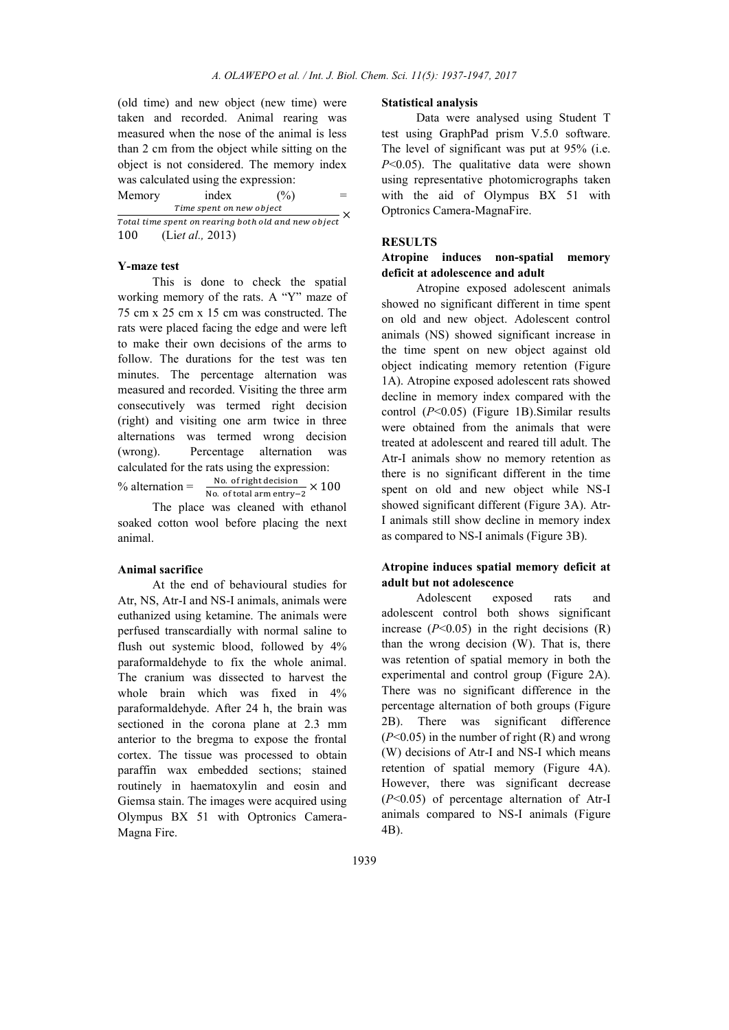(old time) and new object (new time) were taken and recorded. Animal rearing was measured when the nose of the animal is less than 2 cm from the object while sitting on the object is not considered. The memory index was calculated using the expression:

$$\text{Memory index } (\%) = \frac{\text{Time spent on new object}}{\text{Total time spent on rearing both old and new object}} \times 100$$

(Li*et al.,* 2013)

#### Y-maze test

This is done to check the spatial working memory of the rats. A "Y" maze of 75 cm x 25 cm x 15 cm was constructed. The rats were placed facing the edge and were left to make their own decisions of the arms to follow. The durations for the test was ten minutes. The percentage alternation was measured and recorded. Visiting the three arm consecutively was termed right decision (right) and visiting one arm twice in three alternations was termed wrong decision (wrong). Percentage alternation was calculated for the rats using the expression:

$$\% \text{ alternation} = \frac{\text{No. of right decision}}{\text{No. of total arm entry} - 2} \times 100$$

The place was cleaned with ethanol soaked cotton wool before placing the next animal.

#### Animal sacrifice

At the end of behavioural studies for Atr, NS, Atr-I and NS-I animals, animals were euthanized using ketamine. The animals were perfused transcardially with normal saline to flush out systemic blood, followed by 4% paraformaldehyde to fix the whole animal. The cranium was dissected to harvest the whole brain which was fixed in 4% paraformaldehyde. After 24 h, the brain was sectioned in the corona plane at 2.3 mm anterior to the bregma to expose the frontal cortex. The tissue was processed to obtain paraffin wax embedded sections; stained routinely in haematoxylin and eosin and Giemsa stain. The images were acquired using Olympus BX 51 with Optronics Camera-Magna Fire.

#### Statistical analysis

Data were analysed using Student T test using GraphPad prism V.5.0 software. The level of significant was put at 95% (i.e. $P<0.05$). The qualitative data were shown using representative photomicrographs taken with the aid of Olympus BX 51 with Optronics Camera-MagnaFire.

## RESULTS

#### Atropine induces non-spatial memory deficit at adolescence and adult

Atropine exposed adolescent animals showed no significant different in time spent on old and new object. Adolescent control animals (NS) showed significant increase in the time spent on new object against old object indicating memory retention (Figure 1A). Atropine exposed adolescent rats showed decline in memory index compared with the control ($P<0.05$) (Figure 1B).Similar results were obtained from the animals that were treated at adolescent and reared till adult. The Atr-I animals show no memory retention as there is no significant different in the time spent on old and new object while NS-I showed significant different (Figure 3A). Atr-I animals still show decline in memory index as compared to NS-I animals (Figure 3B).

#### Atropine induces spatial memory deficit at adult but not adolescence

Adolescent exposed rats and adolescent control both shows significant increase ($P<0.05$) in the right decisions (R) than the wrong decision (W). That is, there was retention of spatial memory in both the experimental and control group (Figure 2A). There was no significant difference in the percentage alternation of both groups (Figure 2B). There was significant difference ($P<0.05$) in the number of right (R) and wrong (W) decisions of Atr-I and NS-I which means retention of spatial memory (Figure 4A). However, there was significant decrease ($P<0.05$) of percentage alternation of Atr-I animals compared to NS-I animals (Figure 4B).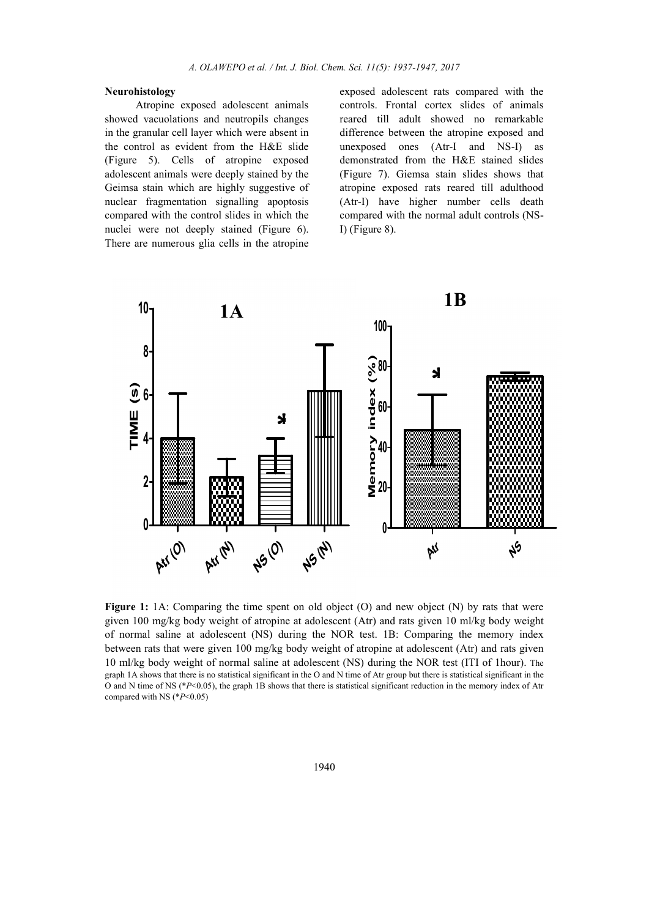**Neurohistology**

Atropine exposed adolescent animals showed vacuolations and neutropils changes in the granular cell layer which were absent in the control as evident from the H&E slide (Figure 5). Cells of atropine exposed adolescent animals were deeply stained by the Geimsa stain which are highly suggestive of nuclear fragmentation signalling apoptosis compared with the control slides in which the nuclei were not deeply stained (Figure 6). There are numerous glia cells in the atropine exposed adolescent rats compared with the controls. Frontal cortex slides of animals reared till adult showed no remarkable difference between the atropine exposed and unexposed ones (Atr-I and NS-I) as demonstrated from the H&E stained slides (Figure 7). Giemsa stain slides shows that atropine exposed rats reared till adulthood (Atr-I) have higher number cells death compared with the normal adult controls (NS-I) (Figure 8).

**Figure 1:** 1A: Comparing the time spent on old object (O) and new object (N) by rats that were given 100 mg/kg body weight of atropine at adolescent (Atr) and rats given 10 ml/kg body weight of normal saline at adolescent (NS) during the NOR test. 1B: Comparing the memory index between rats that were given 100 mg/kg body weight of atropine at adolescent (Atr) and rats given 10 ml/kg body weight of normal saline at adolescent (NS) during the NOR test (ITI of 1hour). The graph 1A shows that there is no statistical significant in the O and N time of Atr group but there is statistical significant in the O and N time of NS (\*$P<0.05$), the graph 1B shows that there is statistical significant reduction in the memory index of Atr compared with NS (\*$P<0.05$)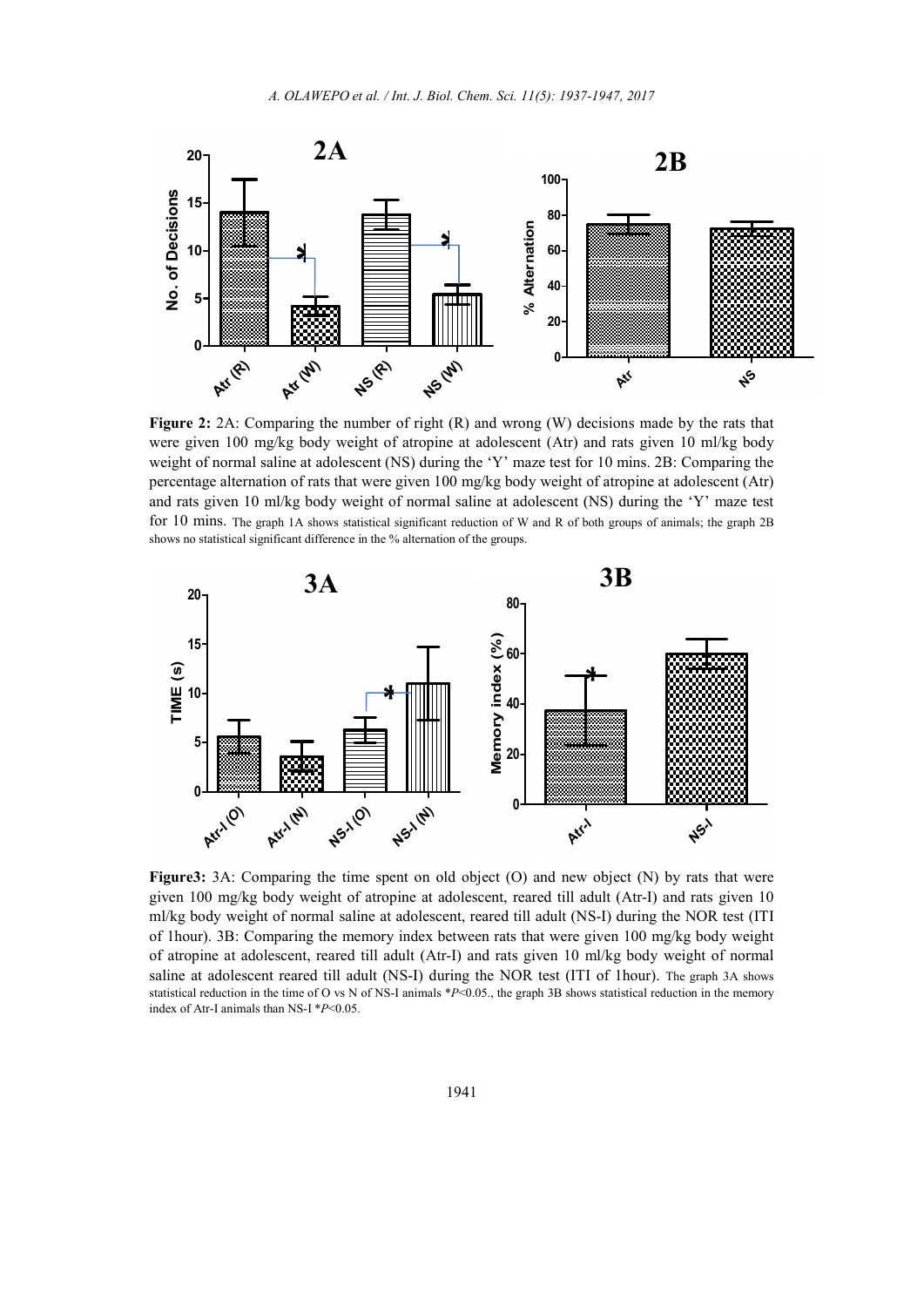**Figure 2:** 2A: Comparing the number of right (R) and wrong (W) decisions made by the rats that were given 100 mg/kg body weight of atropine at adolescent (Atr) and rats given 10 ml/kg body weight of normal saline at adolescent (NS) during the 'Y' maze test for 10 mins. 2B: Comparing the percentage alternation of rats that were given 100 mg/kg body weight of atropine at adolescent (Atr) and rats given 10 ml/kg body weight of normal saline at adolescent (NS) during the 'Y' maze test for 10 mins. The graph 1A shows statistical significant reduction of W and R of both groups of animals; the graph 2B shows no statistical significant difference in the % alternation of the groups.

**Figure3:** 3A: Comparing the time spent on old object (O) and new object (N) by rats that were given 100 mg/kg body weight of atropine at adolescent, reared till adult (Atr-I) and rats given 10 ml/kg body weight of normal saline at adolescent, reared till adult (NS-I) during the NOR test (ITI of 1hour). 3B: Comparing the memory index between rats that were given 100 mg/kg body weight of atropine at adolescent, reared till adult (Atr-I) and rats given 10 ml/kg body weight of normal saline at adolescent reared till adult (NS-I) during the NOR test (ITI of 1hour). The graph 3A shows statistical reduction in the time of O vs N of NS-I animals \*$P$<0.05., the graph 3B shows statistical reduction in the memory index of Atr-I animals than NS-I \*$P$<0.05.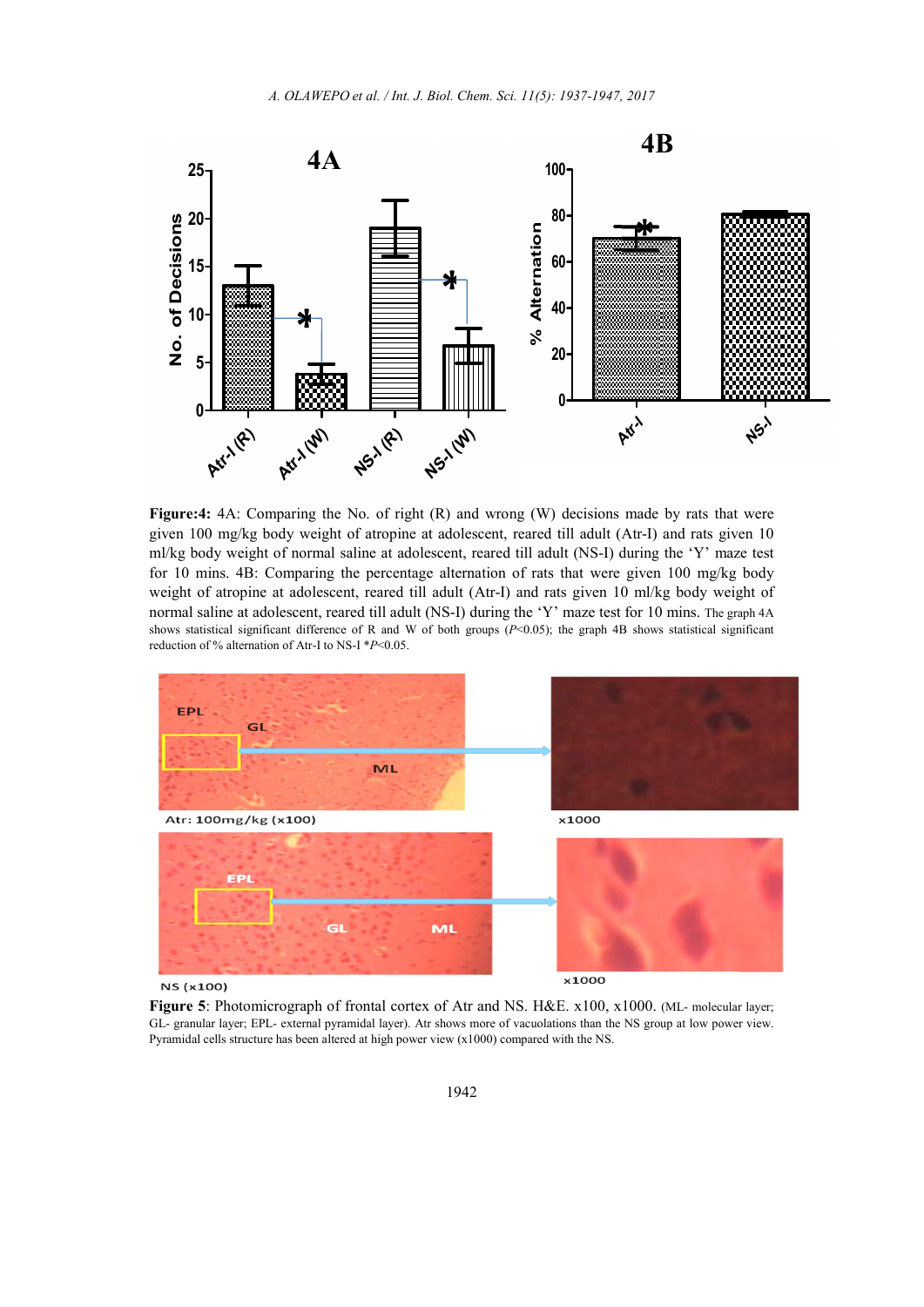**Figure:4:** 4A: Comparing the No. of right (R) and wrong (W) decisions made by rats that were given 100 mg/kg body weight of atropine at adolescent, reared till adult (Atr-I) and rats given 10 ml/kg body weight of normal saline at adolescent, reared till adult (NS-I) during the 'Y' maze test for 10 mins. 4B: Comparing the percentage alternation of rats that were given 100 mg/kg body weight of atropine at adolescent, reared till adult (Atr-I) and rats given 10 ml/kg body weight of normal saline at adolescent, reared till adult (NS-I) during the 'Y' maze test for 10 mins. The graph 4A shows statistical significant difference of R and W of both groups ($P<0.05$); the graph 4B shows statistical significant reduction of % alternation of Atr-I to NS-I $^{*}P<0.05$.

**Figure 5**: Photomicrograph of frontal cortex of Atr and NS. H&E. x100, x1000. (ML- molecular layer; GL- granular layer; EPL- external pyramidal layer). Atr shows more of vacuolations than the NS group at low power view. Pyramidal cells structure has been altered at high power view (x1000) compared with the NS.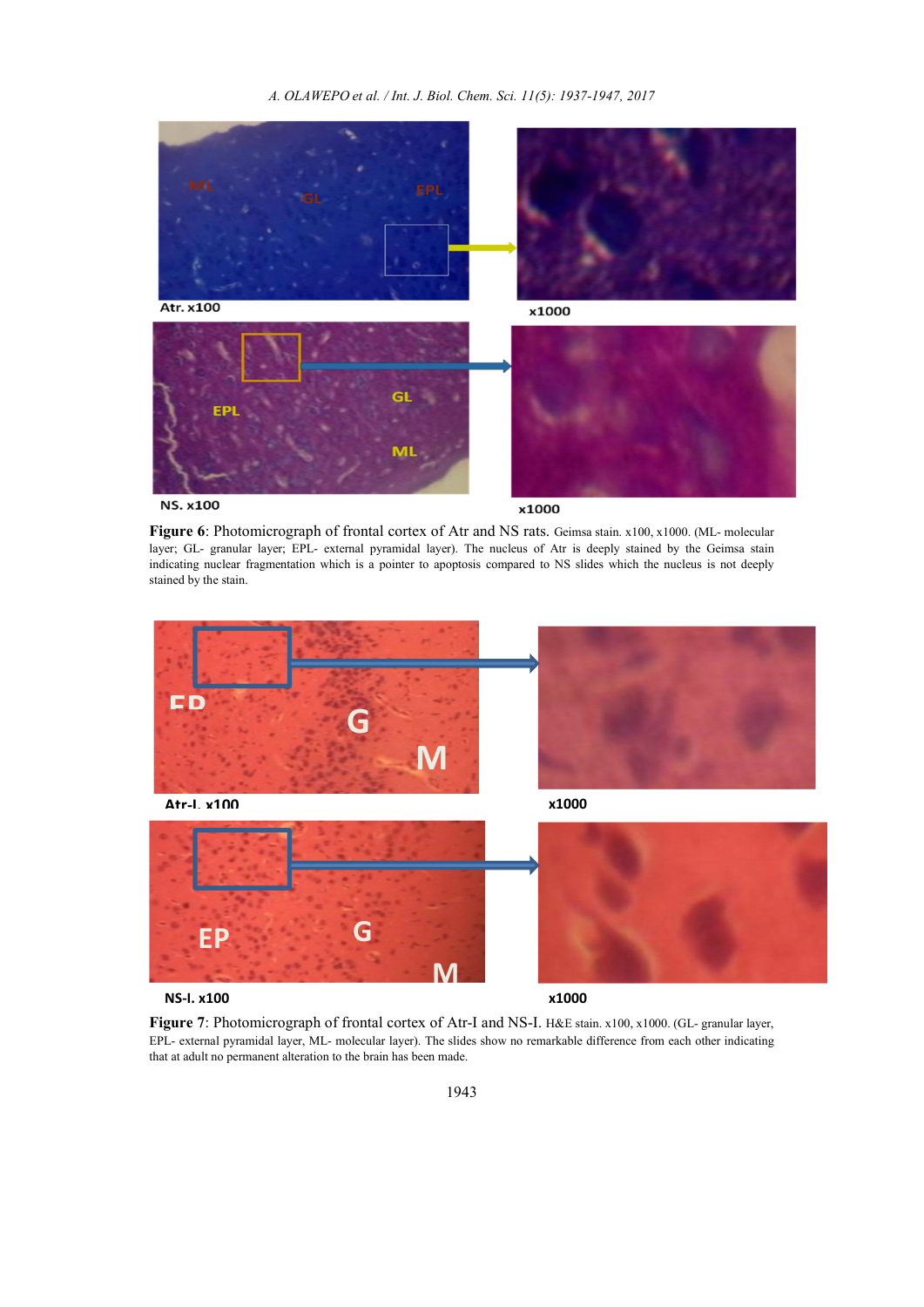**Figure 6**: Photomicrograph of frontal cortex of Atr and NS rats. Geimsa stain. x100, x1000. (ML- molecular layer; GL- granular layer; EPL- external pyramidal layer). The nucleus of Atr is deeply stained by the Geimsa stain indicating nuclear fragmentation which is a pointer to apoptosis compared to NS slides which the nucleus is not deeply stained by the stain.

**Figure 7**: Photomicrograph of frontal cortex of Atr-I and NS-I. H&E stain. x100, x1000. (GL- granular layer, EPL- external pyramidal layer, ML- molecular layer). The slides show no remarkable difference from each other indicating that at adult no permanent alteration to the brain has been made.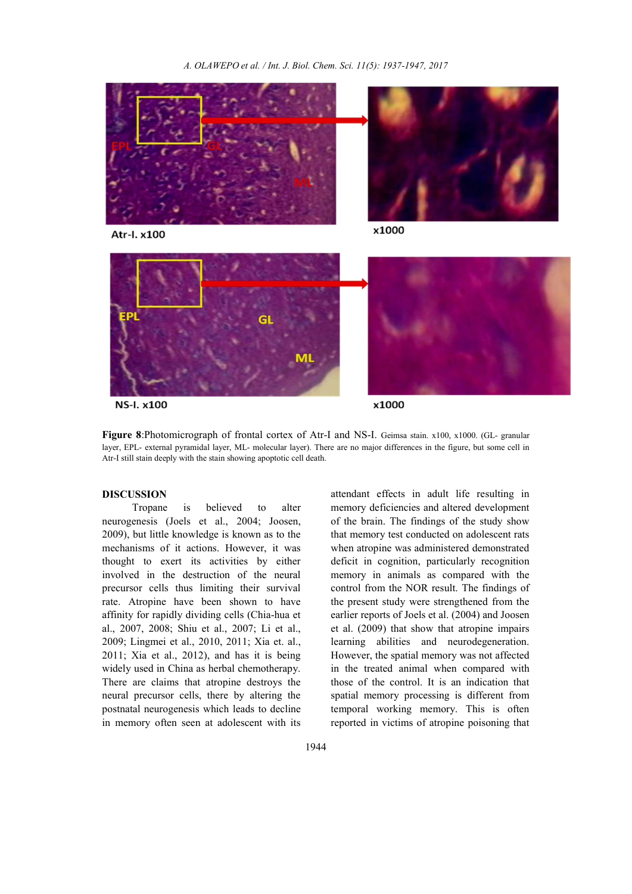**Figure 8**:Photomicrograph of frontal cortex of Atr-I and NS-I. Geimsa stain. x100, x1000. (GL- granular layer, EPL- external pyramidal layer, ML- molecular layer). There are no major differences in the figure, but some cell in Atr-I still stain deeply with the stain showing apoptotic cell death.

## DISCUSSION

Tropane is believed to alter neurogenesis (Joels et al., 2004; Joosen, 2009), but little knowledge is known as to the mechanisms of it actions. However, it was thought to exert its activities by either involved in the destruction of the neural precursor cells thus limiting their survival rate. Atropine have been shown to have affinity for rapidly dividing cells (Chia-hua et al., 2007, 2008; Shiu et al., 2007; Li et al., 2009; Lingmei et al., 2010, 2011; Xia et. al., 2011; Xia et al., 2012), and has it is being widely used in China as herbal chemotherapy. There are claims that atropine destroys the neural precursor cells, there by altering the postnatal neurogenesis which leads to decline in memory often seen at adolescent with its attendant effects in adult life resulting in memory deficiencies and altered development of the brain. The findings of the study show that memory test conducted on adolescent rats when atropine was administered demonstrated deficit in cognition, particularly recognition memory in animals as compared with the control from the NOR result. The findings of the present study were strengthened from the earlier reports of Joels et al. (2004) and Joosen et al. (2009) that show that atropine impairs learning abilities and neurodegeneration. However, the spatial memory was not affected in the treated animal when compared with those of the control. It is an indication that spatial memory processing is different from temporal working memory. This is often reported in victims of atropine poisoning that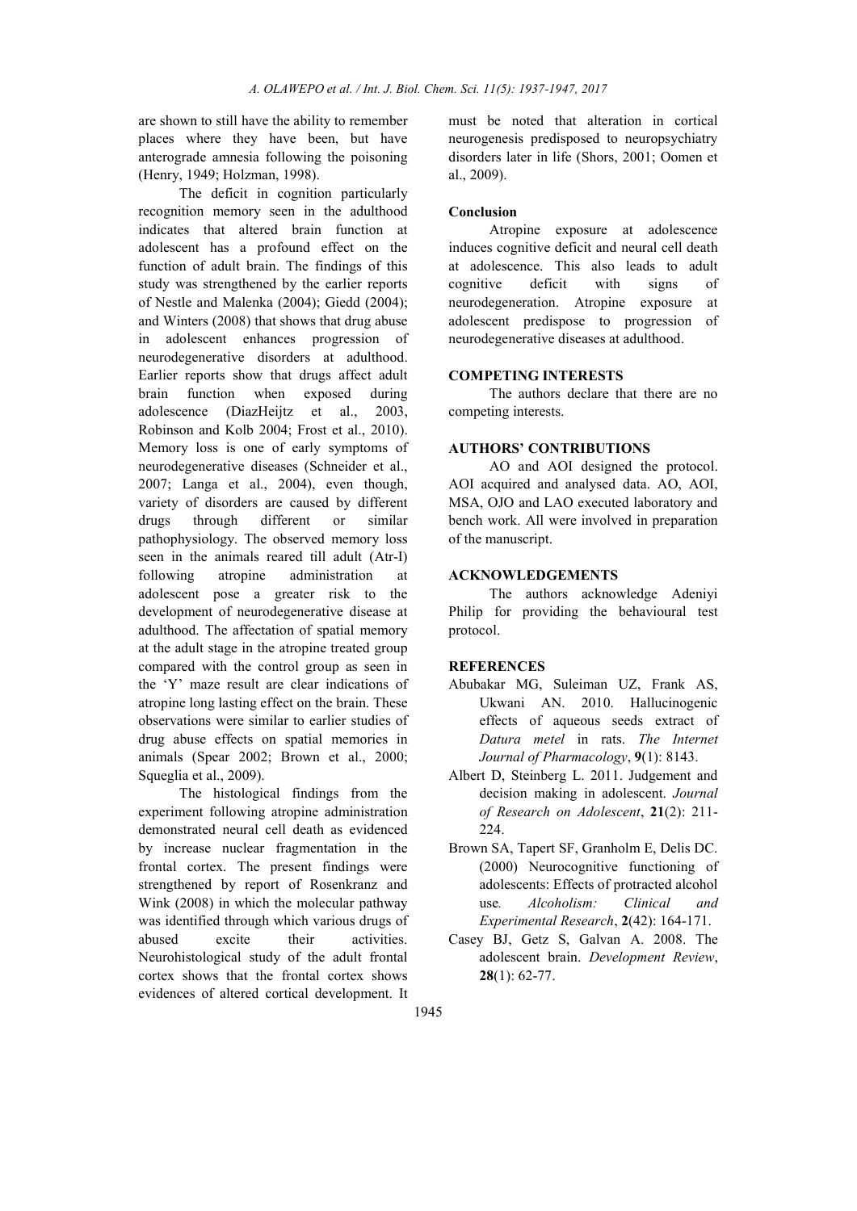are shown to still have the ability to remember places where they have been, but have anterograde amnesia following the poisoning (Henry, 1949; Holzman, 1998).

The deficit in cognition particularly recognition memory seen in the adulthood indicates that altered brain function at adolescent has a profound effect on the function of adult brain. The findings of this study was strengthened by the earlier reports of Nestle and Malenka (2004); Giedd (2004); and Winters (2008) that shows that drug abuse in adolescent enhances progression of neurodegenerative disorders at adulthood. Earlier reports show that drugs affect adult brain function when exposed during adolescence (DiazHeijtz et al., 2003, Robinson and Kolb 2004; Frost et al., 2010). Memory loss is one of early symptoms of neurodegenerative diseases (Schneider et al., 2007; Langa et al., 2004), even though, variety of disorders are caused by different drugs through different or similar pathophysiology. The observed memory loss seen in the animals reared till adult (Atr-I) following atropine administration at adolescent pose a greater risk to the development of neurodegenerative disease at adulthood. The affectation of spatial memory at the adult stage in the atropine treated group compared with the control group as seen in the 'Y' maze result are clear indications of atropine long lasting effect on the brain. These observations were similar to earlier studies of drug abuse effects on spatial memories in animals (Spear 2002; Brown et al., 2000; Squeglia et al., 2009).

The histological findings from the experiment following atropine administration demonstrated neural cell death as evidenced by increase nuclear fragmentation in the frontal cortex. The present findings were strengthened by report of Rosenkranz and Wink (2008) in which the molecular pathway was identified through which various drugs of abused excite their activities. Neurohistological study of the adult frontal cortex shows that the frontal cortex shows evidences of altered cortical development. It must be noted that alteration in cortical neurogenesis predisposed to neuropsychiatry disorders later in life (Shors, 2001; Oomen et al., 2009).

### Conclusion

Atropine exposure at adolescence induces cognitive deficit and neural cell death at adolescence. This also leads to adult cognitive deficit with signs of neurodegeneration. Atropine exposure at adolescent predispose to progression of neurodegenerative diseases at adulthood.

## COMPETING INTERESTS

The authors declare that there are no competing interests.

## AUTHORS' CONTRIBUTIONS

AO and AOI designed the protocol. AOI acquired and analysed data. AO, AOI, MSA, OJO and LAO executed laboratory and bench work. All were involved in preparation of the manuscript.

## ACKNOWLEDGEMENTS

The authors acknowledge Adeniyi Philip for providing the behavioural test protocol.

## REFERENCES

Abubakar MG, Suleiman UZ, Frank AS, Ukwani AN. 2010. Hallucinogenic effects of aqueous seeds extract of *Datura metel* in rats. *The Internet Journal of Pharmacology*, **9**(1): 8143.

Albert D, Steinberg L. 2011. Judgement and decision making in adolescent. *Journal of Research on Adolescent*, **21**(2): 211-224.

Brown SA, Tapert SF, Granholm E, Delis DC. (2000) Neurocognitive functioning of adolescents: Effects of protracted alcohol use. *Alcoholism: Clinical and Experimental Research*, **2**(42): 164-171.

Casey BJ, Getz S, Galvan A. 2008. The adolescent brain. *Development Review*, **28**(1): 62-77.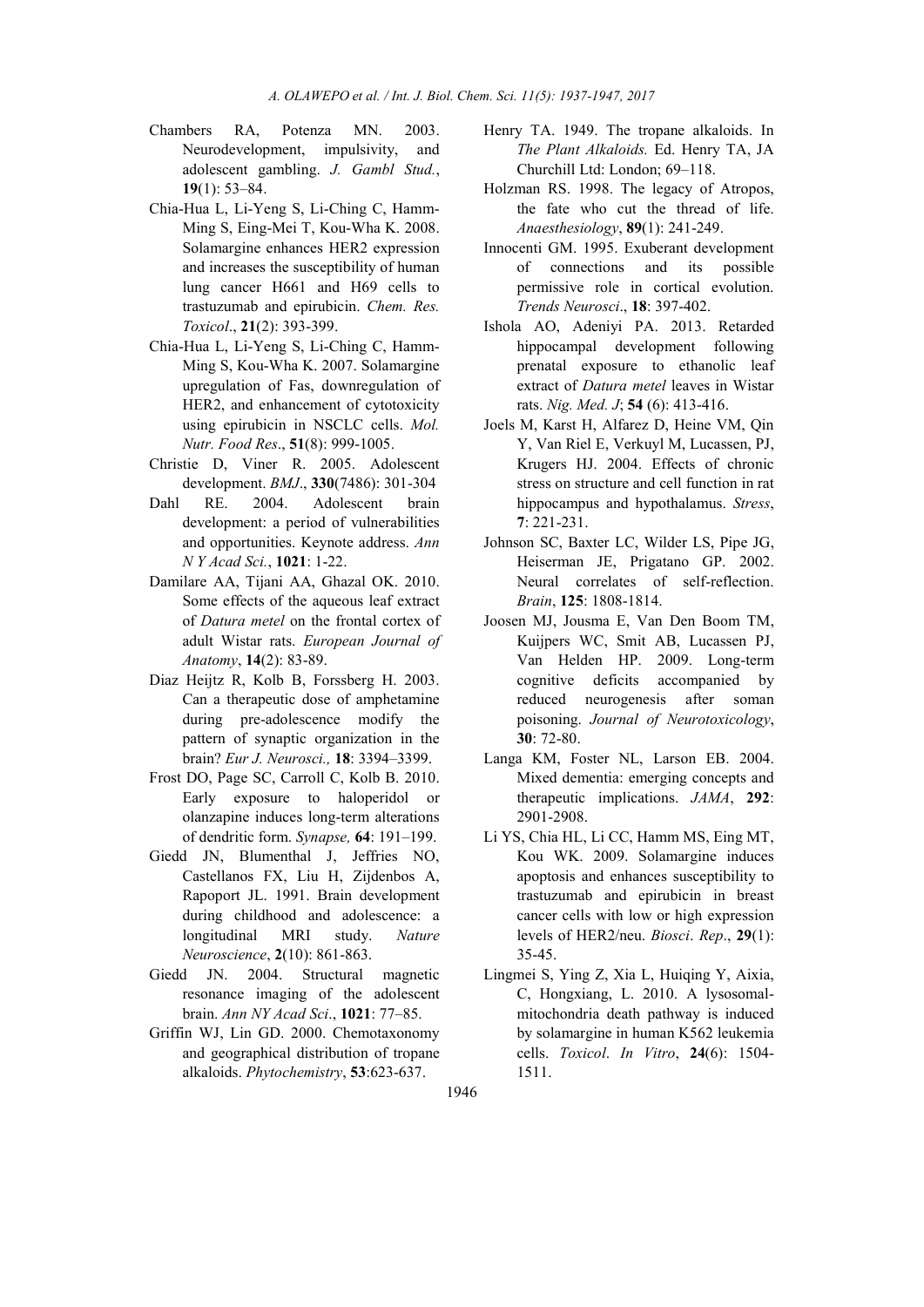Chambers RA, Potenza MN. 2003. Neurodevelopment, impulsivity, and adolescent gambling. *J. Gambl Stud.*, **19**(1): 53–84.

Chia-Hua L, Li-Yeng S, Li-Ching C, Hamm-Ming S, Eing-Mei T, Kou-Wha K. 2008. Solamargine enhances HER2 expression and increases the susceptibility of human lung cancer H661 and H69 cells to trastuzumab and epirubicin. *Chem. Res. Toxicol*., **21**(2): 393-399.

Chia-Hua L, Li-Yeng S, Li-Ching C, Hamm-Ming S, Kou-Wha K. 2007. Solamargine upregulation of Fas, downregulation of HER2, and enhancement of cytotoxicity using epirubicin in NSCLC cells. *Mol. Nutr. Food Res*., **51**(8): 999-1005.

Christie D, Viner R. 2005. Adolescent development. *BMJ*., **330**(7486): 301-304

Dahl RE. 2004. Adolescent brain development: a period of vulnerabilities and opportunities. Keynote address. *Ann N Y Acad Sci.*, **1021**: 1-22.

Damilare AA, Tijani AA, Ghazal OK. 2010. Some effects of the aqueous leaf extract of *Datura metel* on the frontal cortex of adult Wistar rats. *European Journal of Anatomy*, **14**(2): 83-89.

Diaz Heijtz R, Kolb B, Forssberg H. 2003. Can a therapeutic dose of amphetamine during pre-adolescence modify the pattern of synaptic organization in the brain? *Eur J. Neurosci.,* **18**: 3394–3399.

Frost DO, Page SC, Carroll C, Kolb B. 2010. Early exposure to haloperidol or olanzapine induces long-term alterations of dendritic form. *Synapse,* **64**: 191–199.

Giedd JN, Blumenthal J, Jeffries NO, Castellanos FX, Liu H, Zijdenbos A, Rapoport JL. 1991. Brain development during childhood and adolescence: a longitudinal MRI study. *Nature Neuroscience*, **2**(10): 861-863.

Giedd JN. 2004. Structural magnetic resonance imaging of the adolescent brain. *Ann NY Acad Sci*., **1021**: 77–85.

Griffin WJ, Lin GD. 2000. Chemotaxonomy and geographical distribution of tropane alkaloids. *Phytochemistry*, **53**:623-637.

Henry TA. 1949. The tropane alkaloids. In *The Plant Alkaloids.* Ed. Henry TA, JA Churchill Ltd: London; 69–118.

Holzman RS. 1998. The legacy of Atropos, the fate who cut the thread of life. *Anaesthesiology*, **89**(1): 241-249.

Innocenti GM. 1995. Exuberant development of connections and its possible permissive role in cortical evolution. *Trends Neurosci*., **18**: 397-402.

Ishola AO, Adeniyi PA. 2013. Retarded hippocampal development following prenatal exposure to ethanolic leaf extract of *Datura metel* leaves in Wistar rats. *Nig. Med. J*; **54** (6): 413-416.

Joels M, Karst H, Alfarez D, Heine VM, Qin Y, Van Riel E, Verkuyl M, Lucassen, PJ, Krugers HJ. 2004. Effects of chronic stress on structure and cell function in rat hippocampus and hypothalamus. *Stress*, **7**: 221-231.

Johnson SC, Baxter LC, Wilder LS, Pipe JG, Heiserman JE, Prigatano GP. 2002. Neural correlates of self-reflection. *Brain*, **125**: 1808-1814.

Joosen MJ, Jousma E, Van Den Boom TM, Kuijpers WC, Smit AB, Lucassen PJ, Van Helden HP. 2009. Long-term cognitive deficits accompanied by reduced neurogenesis after soman poisoning. *Journal of Neurotoxicology*, **30**: 72-80.

Langa KM, Foster NL, Larson EB. 2004. Mixed dementia: emerging concepts and therapeutic implications. *JAMA*, **292**: 2901-2908.

Li YS, Chia HL, Li CC, Hamm MS, Eing MT, Kou WK. 2009. Solamargine induces apoptosis and enhances susceptibility to trastuzumab and epirubicin in breast cancer cells with low or high expression levels of HER2/neu. *Biosci*. *Rep*., **29**(1): 35-45.

Lingmei S, Ying Z, Xia L, Huiqing Y, Aixia, C, Hongxiang, L. 2010. A lysosomal-mitochondria death pathway is induced by solamargine in human K562 leukemia cells. *Toxicol*. *In Vitro*, **24**(6): 1504-1511.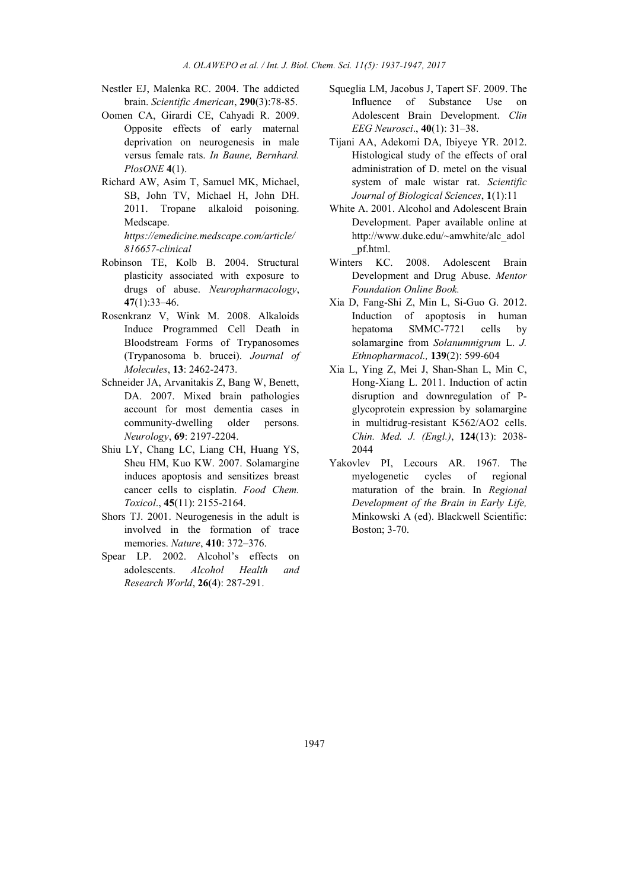Nestler EJ, Malenka RC. 2004. The addicted brain. *Scientific American*, **290**(3):78-85.

Oomen CA, Girardi CE, Cahyadi R. 2009. Opposite effects of early maternal deprivation on neurogenesis in male versus female rats. *In Baune, Bernhard. PlosONE* **4**(1).

Richard AW, Asim T, Samuel MK, Michael, SB, John TV, Michael H, John DH. 2011. Tropane alkaloid poisoning. Medscape. *https://emedicine.medscape.com/article/816657-clinical*

Robinson TE, Kolb B. 2004. Structural plasticity associated with exposure to drugs of abuse. *Neuropharmacology*, **47**(1):33–46.

Rosenkranz V, Wink M. 2008. Alkaloids Induce Programmed Cell Death in Bloodstream Forms of Trypanosomes (Trypanosoma b. brucei). *Journal of Molecules*, **13**: 2462-2473.

Schneider JA, Arvanitakis Z, Bang W, Benett, DA. 2007. Mixed brain pathologies account for most dementia cases in community-dwelling older persons. *Neurology*, **69**: 2197-2204.

Shiu LY, Chang LC, Liang CH, Huang YS, Sheu HM, Kuo KW. 2007. Solamargine induces apoptosis and sensitizes breast cancer cells to cisplatin. *Food Chem. Toxicol*., **45**(11): 2155-2164.

Shors TJ. 2001. Neurogenesis in the adult is involved in the formation of trace memories. *Nature*, **410**: 372–376.

Spear LP. 2002. Alcohol's effects on adolescents. *Alcohol Health and Research World*, **26**(4): 287-291.

Squeglia LM, Jacobus J, Tapert SF. 2009. The Influence of Substance Use on Adolescent Brain Development. *Clin EEG Neurosci*., **40**(1): 31–38.

Tijani AA, Adekomi DA, Ibiyeye YR. 2012. Histological study of the effects of oral administration of D. metel on the visual system of male wistar rat. *Scientific Journal of Biological Sciences*, **1**(1):11

White A. 2001. Alcohol and Adolescent Brain Development. Paper available online at http://www.duke.edu/~amwhite/alc_adol_pf.html.

Winters KC. 2008. Adolescent Brain Development and Drug Abuse. *Mentor Foundation Online Book.*

Xia D, Fang-Shi Z, Min L, Si-Guo G. 2012. Induction of apoptosis in human hepatoma SMMC-7721 cells by solamargine from *Solanumnigrum* L. *J. Ethnopharmacol.,* **139**(2): 599-604

Xia L, Ying Z, Mei J, Shan-Shan L, Min C, Hong-Xiang L. 2011. Induction of actin disruption and downregulation of P-glycoprotein expression by solamargine in multidrug-resistant K562/AO2 cells. *Chin. Med. J. (Engl.)*, **124**(13): 2038-2044

Yakovlev PI, Lecours AR. 1967. The myelogenetic cycles of regional maturation of the brain. In *Regional Development of the Brain in Early Life,* Minkowski A (ed). Blackwell Scientific: Boston; 3-70.